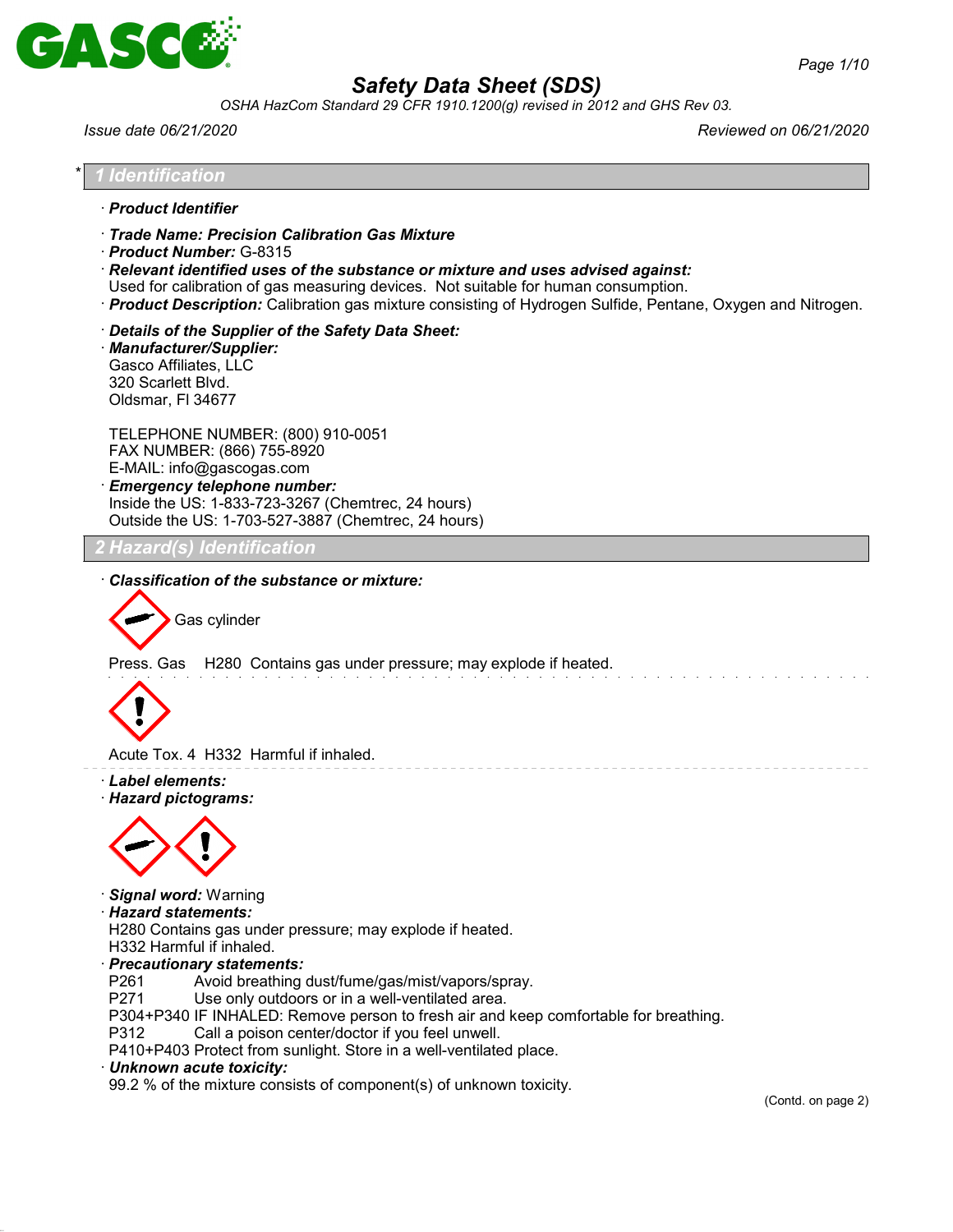# Safety Data Sheet (SDS)

*OSHA HazCom Standard 29 CFR 1910.1200(g) revised in 2012 and GHS Rev 03.*

*Issue date 06/21/2020* | *Reviewed on 06/21/2020*

## * 1 Identification

· **Product Identifier**

· **Trade Name: Precision Calibration Gas Mixture**
· **Product Number:** G-8315
· **Relevant identified uses of the substance or mixture and uses advised against:**
Used for calibration of gas measuring devices. Not suitable for human consumption.
· **Product Description:** Calibration gas mixture consisting of Hydrogen Sulfide, Pentane, Oxygen and Nitrogen.

· **Details of the Supplier of the Safety Data Sheet:**
· **Manufacturer/Supplier:**
Gasco Affiliates, LLC
320 Scarlett Blvd.
Oldsmar, Fl 34677

TELEPHONE NUMBER: (800) 910-0051
FAX NUMBER: (866) 755-8920
E-MAIL: info@gascogas.com
· **Emergency telephone number:**
Inside the US: 1-833-723-3267 (Chemtrec, 24 hours)
Outside the US: 1-703-527-3887 (Chemtrec, 24 hours)

## 2 Hazard(s) Identification

· **Classification of the substance or mixture:**

Gas cylinder

Press. Gas H280 Contains gas under pressure; may explode if heated.

Acute Tox. 4 H332 Harmful if inhaled.

· **Label elements:**
· **Hazard pictograms:**

· **Signal word:** Warning
· **Hazard statements:**
H280 Contains gas under pressure; may explode if heated.
H332 Harmful if inhaled.
· **Precautionary statements:**
P261 Avoid breathing dust/fume/gas/mist/vapors/spray.
P271 Use only outdoors or in a well-ventilated area.
P304+P340 IF INHALED: Remove person to fresh air and keep comfortable for breathing.
P312 Call a poison center/doctor if you feel unwell.
P410+P403 Protect from sunlight. Store in a well-ventilated place.
· **Unknown acute toxicity:**
99.2 % of the mixture consists of component(s) of unknown toxicity.

(Contd. on page 2)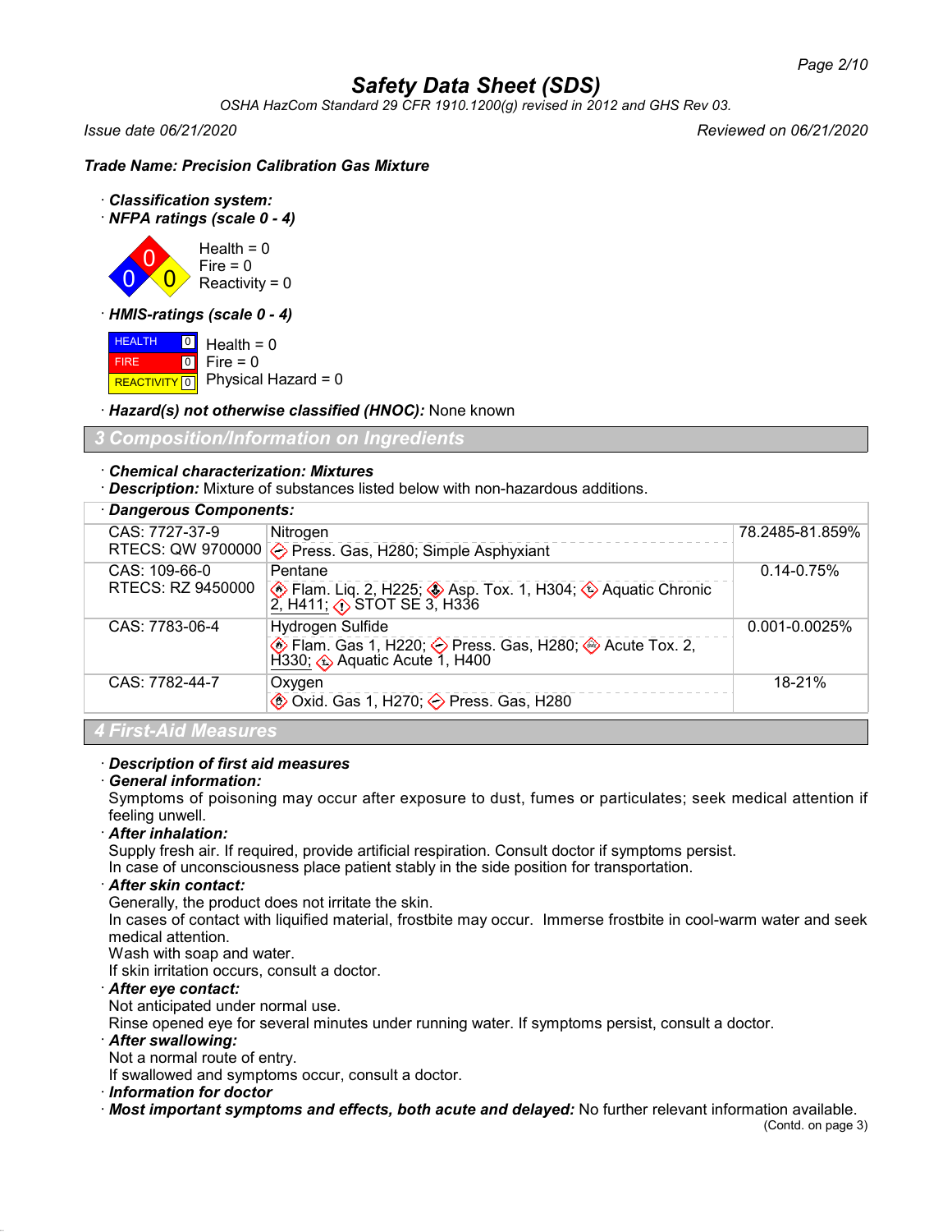# Safety Data Sheet (SDS)

*OSHA HazCom Standard 29 CFR 1910.1200(g) revised in 2012 and GHS Rev 03.*

*Issue date 06/21/2020* *Reviewed on 06/21/2020*

***Trade Name: Precision Calibration Gas Mixture***

· ***Classification system:***

· ***NFPA ratings (scale 0 - 4)***

Health = 0
Fire = 0
Reactivity = 0

· ***HMIS-ratings (scale 0 - 4)***

| | |
|---|---|
| HEALTH 0 | Health = 0 |
| FIRE 0 | Fire = 0 |
| REACTIVITY 0 | Physical Hazard = 0 |

· ***Hazard(s) not otherwise classified (HNOC):*** None known

## 3 Composition/Information on Ingredients

· ***Chemical characterization: Mixtures***

· ***Description:*** Mixture of substances listed below with non-hazardous additions.

· ***Dangerous Components:***

| | | |
|---|---|---|
| CAS: 7727-37-9<br>RTECS: QW 9700000 | Nitrogen<br>Press. Gas, H280; Simple Asphyxiant | 78.2485-81.859% |
| CAS: 109-66-0<br>RTECS: RZ 9450000 | Pentane<br>Flam. Liq. 2, H225; Asp. Tox. 1, H304; Aquatic Chronic 2, H411; STOT SE 3, H336 | 0.14-0.75% |
| CAS: 7783-06-4 | Hydrogen Sulfide<br>Flam. Gas 1, H220; Press. Gas, H280; Acute Tox. 2, H330; Aquatic Acute 1, H400 | 0.001-0.0025% |
| CAS: 7782-44-7 | Oxygen<br>Oxid. Gas 1, H270; Press. Gas, H280 | 18-21% |

## 4 First-Aid Measures

· ***Description of first aid measures***

· ***General information:***

Symptoms of poisoning may occur after exposure to dust, fumes or particulates; seek medical attention if feeling unwell.

· ***After inhalation:***

Supply fresh air. If required, provide artificial respiration. Consult doctor if symptoms persist.
In case of unconsciousness place patient stably in the side position for transportation.

· ***After skin contact:***

Generally, the product does not irritate the skin.
In cases of contact with liquified material, frostbite may occur. Immerse frostbite in cool-warm water and seek medical attention.
Wash with soap and water.
If skin irritation occurs, consult a doctor.

· ***After eye contact:***

Not anticipated under normal use.
Rinse opened eye for several minutes under running water. If symptoms persist, consult a doctor.

· ***After swallowing:***

Not a normal route of entry.
If swallowed and symptoms occur, consult a doctor.

· ***Information for doctor***

· ***Most important symptoms and effects, both acute and delayed:*** No further relevant information available.

(Contd. on page 3)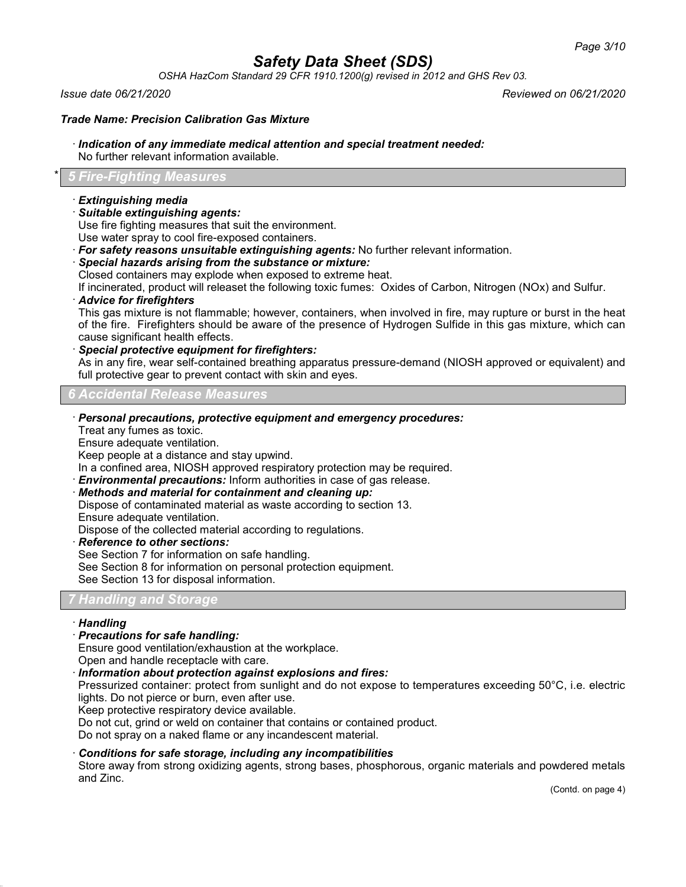*Trade Name: Precision Calibration Gas Mixture*

· ***Indication of any immediate medical attention and special treatment needed:***
No further relevant information available.

## * 5 Fire-Fighting Measures

· ***Extinguishing media***

· ***Suitable extinguishing agents:***
Use fire fighting measures that suit the environment.
Use water spray to cool fire-exposed containers.

· ***For safety reasons unsuitable extinguishing agents:*** No further relevant information.

· ***Special hazards arising from the substance or mixture:***
Closed containers may explode when exposed to extreme heat.
If incinerated, product will releaset the following toxic fumes: Oxides of Carbon, Nitrogen (NOx) and Sulfur.

· ***Advice for firefighters***
This gas mixture is not flammable; however, containers, when involved in fire, may rupture or burst in the heat of the fire. Firefighters should be aware of the presence of Hydrogen Sulfide in this gas mixture, which can cause significant health effects.

· ***Special protective equipment for firefighters:***
As in any fire, wear self-contained breathing apparatus pressure-demand (NIOSH approved or equivalent) and full protective gear to prevent contact with skin and eyes.

## 6 Accidental Release Measures

· ***Personal precautions, protective equipment and emergency procedures:***
Treat any fumes as toxic.
Ensure adequate ventilation.
Keep people at a distance and stay upwind.
In a confined area, NIOSH approved respiratory protection may be required.

· ***Environmental precautions:*** Inform authorities in case of gas release.

· ***Methods and material for containment and cleaning up:***
Dispose of contaminated material as waste according to section 13.
Ensure adequate ventilation.
Dispose of the collected material according to regulations.

· ***Reference to other sections:***
See Section 7 for information on safe handling.
See Section 8 for information on personal protection equipment.
See Section 13 for disposal information.

## 7 Handling and Storage

· ***Handling***

· ***Precautions for safe handling:***
Ensure good ventilation/exhaustion at the workplace.
Open and handle receptacle with care.

· ***Information about protection against explosions and fires:***
Pressurized container: protect from sunlight and do not expose to temperatures exceeding 50°C, i.e. electric lights. Do not pierce or burn, even after use.
Keep protective respiratory device available.
Do not cut, grind or weld on container that contains or contained product.
Do not spray on a naked flame or any incandescent material.

· ***Conditions for safe storage, including any incompatibilities***
Store away from strong oxidizing agents, strong bases, phosphorous, organic materials and powdered metals and Zinc.

(Contd. on page 4)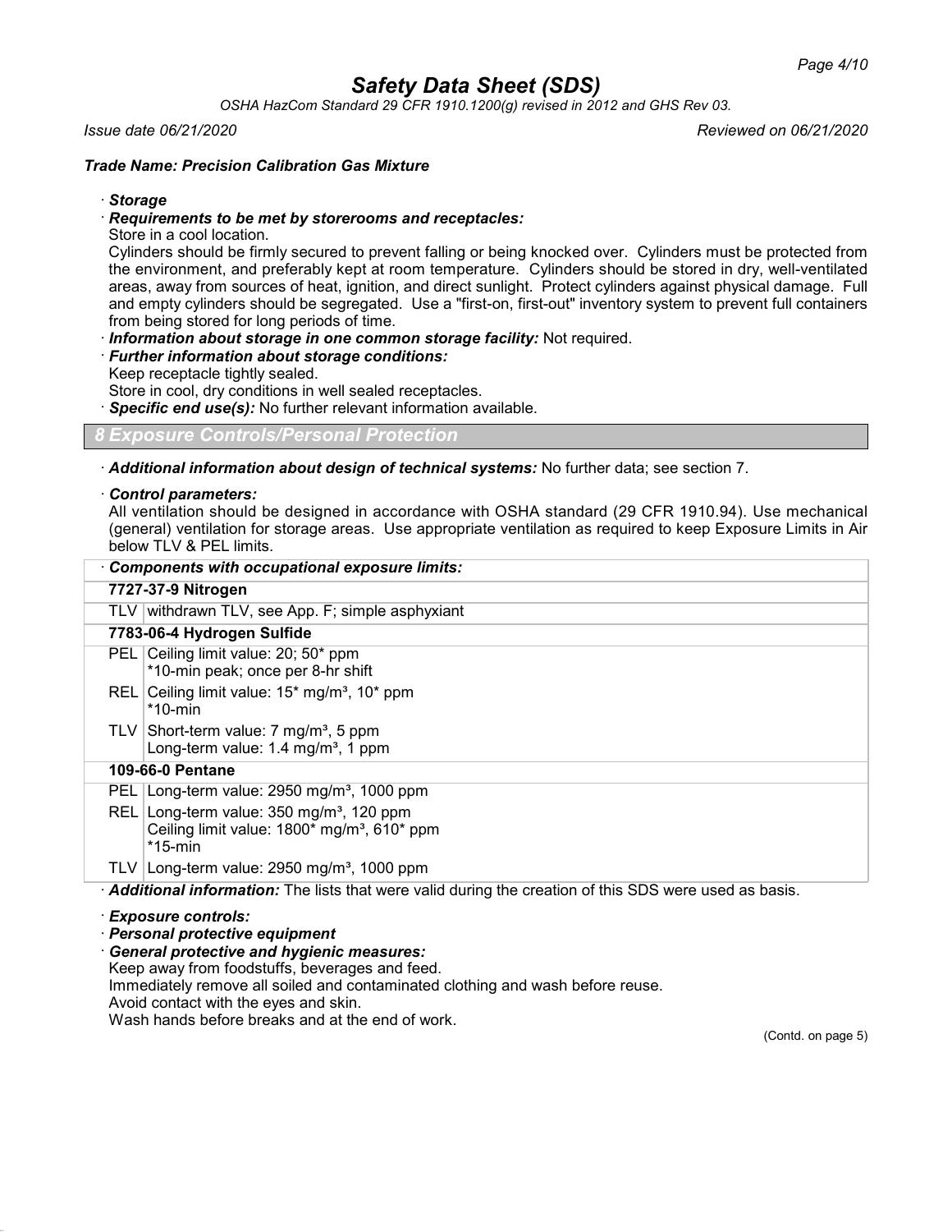# Safety Data Sheet (SDS)

*OSHA HazCom Standard 29 CFR 1910.1200(g) revised in 2012 and GHS Rev 03.*

*Issue date 06/21/2020* *Reviewed on 06/21/2020*

***Trade Name: Precision Calibration Gas Mixture***

· ***Storage***

· ***Requirements to be met by storerooms and receptacles:***

Store in a cool location.

Cylinders should be firmly secured to prevent falling or being knocked over. Cylinders must be protected from the environment, and preferably kept at room temperature. Cylinders should be stored in dry, well-ventilated areas, away from sources of heat, ignition, and direct sunlight. Protect cylinders against physical damage. Full and empty cylinders should be segregated. Use a "first-on, first-out" inventory system to prevent full containers from being stored for long periods of time.

· ***Information about storage in one common storage facility:*** Not required.

· ***Further information about storage conditions:***

Keep receptacle tightly sealed.

Store in cool, dry conditions in well sealed receptacles.

· ***Specific end use(s):*** No further relevant information available.

## 8 Exposure Controls/Personal Protection

· ***Additional information about design of technical systems:*** No further data; see section 7.

· ***Control parameters:***

All ventilation should be designed in accordance with OSHA standard (29 CFR 1910.94). Use mechanical (general) ventilation for storage areas. Use appropriate ventilation as required to keep Exposure Limits in Air below TLV & PEL limits.

| · ***Components with occupational exposure limits:*** | |
|---|---|
| **7727-37-9 Nitrogen** | |
| TLV | withdrawn TLV, see App. F; simple asphyxiant |
| **7783-06-4 Hydrogen Sulfide** | |
| PEL | Ceiling limit value: 20; 50* ppm<br>*10-min peak; once per 8-hr shift |
| REL | Ceiling limit value: 15* mg/m³, 10* ppm<br>*10-min |
| TLV | Short-term value: 7 mg/m³, 5 ppm<br>Long-term value: 1.4 mg/m³, 1 ppm |
| **109-66-0 Pentane** | |
| PEL | Long-term value: 2950 mg/m³, 1000 ppm |
| REL | Long-term value: 350 mg/m³, 120 ppm<br>Ceiling limit value: 1800* mg/m³, 610* ppm<br>*15-min |
| TLV | Long-term value: 2950 mg/m³, 1000 ppm |

· ***Additional information:*** The lists that were valid during the creation of this SDS were used as basis.

· ***Exposure controls:***

· ***Personal protective equipment***

· ***General protective and hygienic measures:***

Keep away from foodstuffs, beverages and feed.

Immediately remove all soiled and contaminated clothing and wash before reuse.

Avoid contact with the eyes and skin.

Wash hands before breaks and at the end of work.

(Contd. on page 5)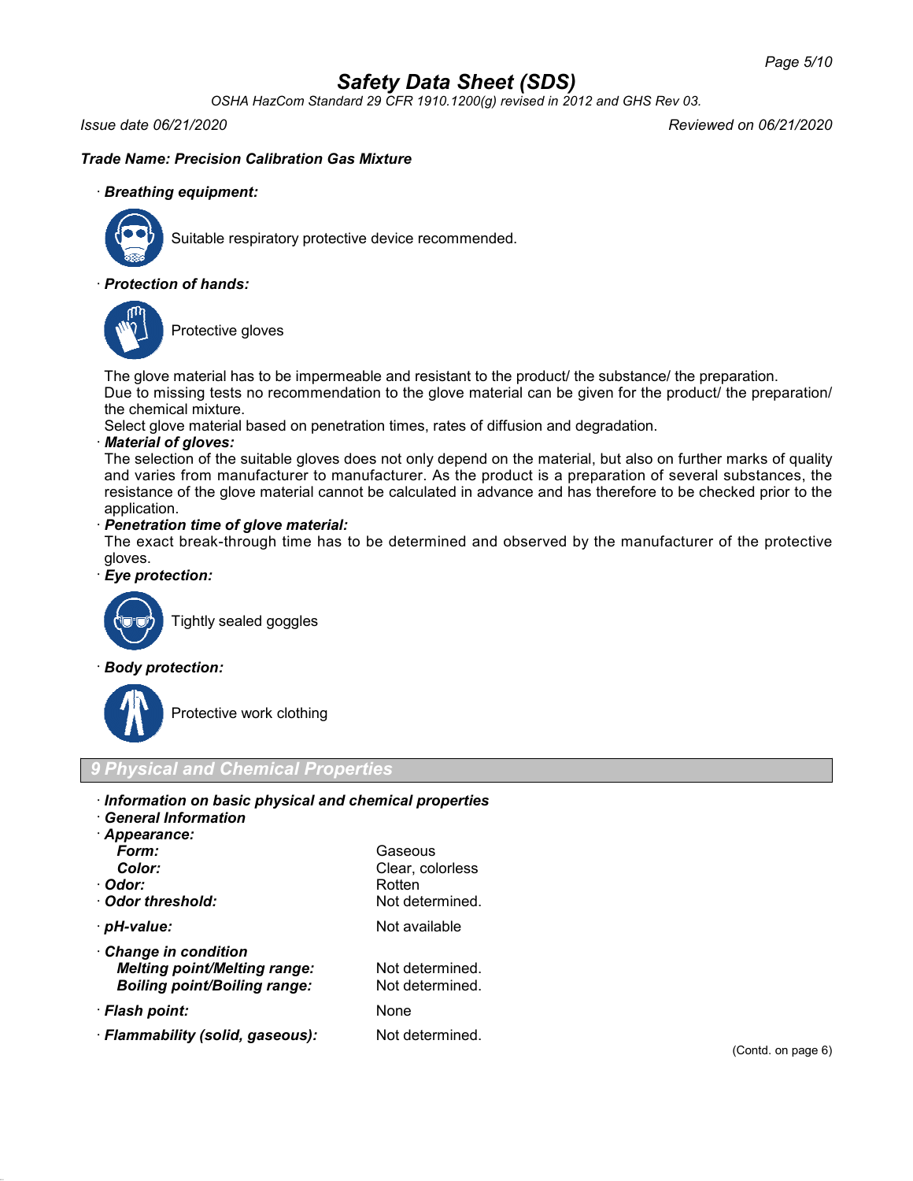# Safety Data Sheet (SDS)

*OSHA HazCom Standard 29 CFR 1910.1200(g) revised in 2012 and GHS Rev 03.*

*Issue date 06/21/2020* | *Reviewed on 06/21/2020*

***Trade Name: Precision Calibration Gas Mixture***

· ***Breathing equipment:***

Suitable respiratory protective device recommended.

· ***Protection of hands:***

Protective gloves

The glove material has to be impermeable and resistant to the product/ the substance/ the preparation.
Due to missing tests no recommendation to the glove material can be given for the product/ the preparation/ the chemical mixture.
Select glove material based on penetration times, rates of diffusion and degradation.

· ***Material of gloves:***
The selection of the suitable gloves does not only depend on the material, but also on further marks of quality and varies from manufacturer to manufacturer. As the product is a preparation of several substances, the resistance of the glove material cannot be calculated in advance and has therefore to be checked prior to the application.

· ***Penetration time of glove material:***
The exact break-through time has to be determined and observed by the manufacturer of the protective gloves.

· ***Eye protection:***

Tightly sealed goggles

· ***Body protection:***

Protective work clothing

## 9 Physical and Chemical Properties

· ***Information on basic physical and chemical properties***
· ***General Information***

| | |
|---|---|
| · ***Appearance:*** | |
| ***Form:*** | Gaseous |
| ***Color:*** | Clear, colorless |
| · ***Odor:*** | Rotten |
| · ***Odor threshold:*** | Not determined. |
| · ***pH-value:*** | Not available |
| · ***Change in condition*** | |
| ***Melting point/Melting range:*** | Not determined. |
| ***Boiling point/Boiling range:*** | Not determined. |
| · ***Flash point:*** | None |
| · ***Flammability (solid, gaseous):*** | Not determined. |

(Contd. on page 6)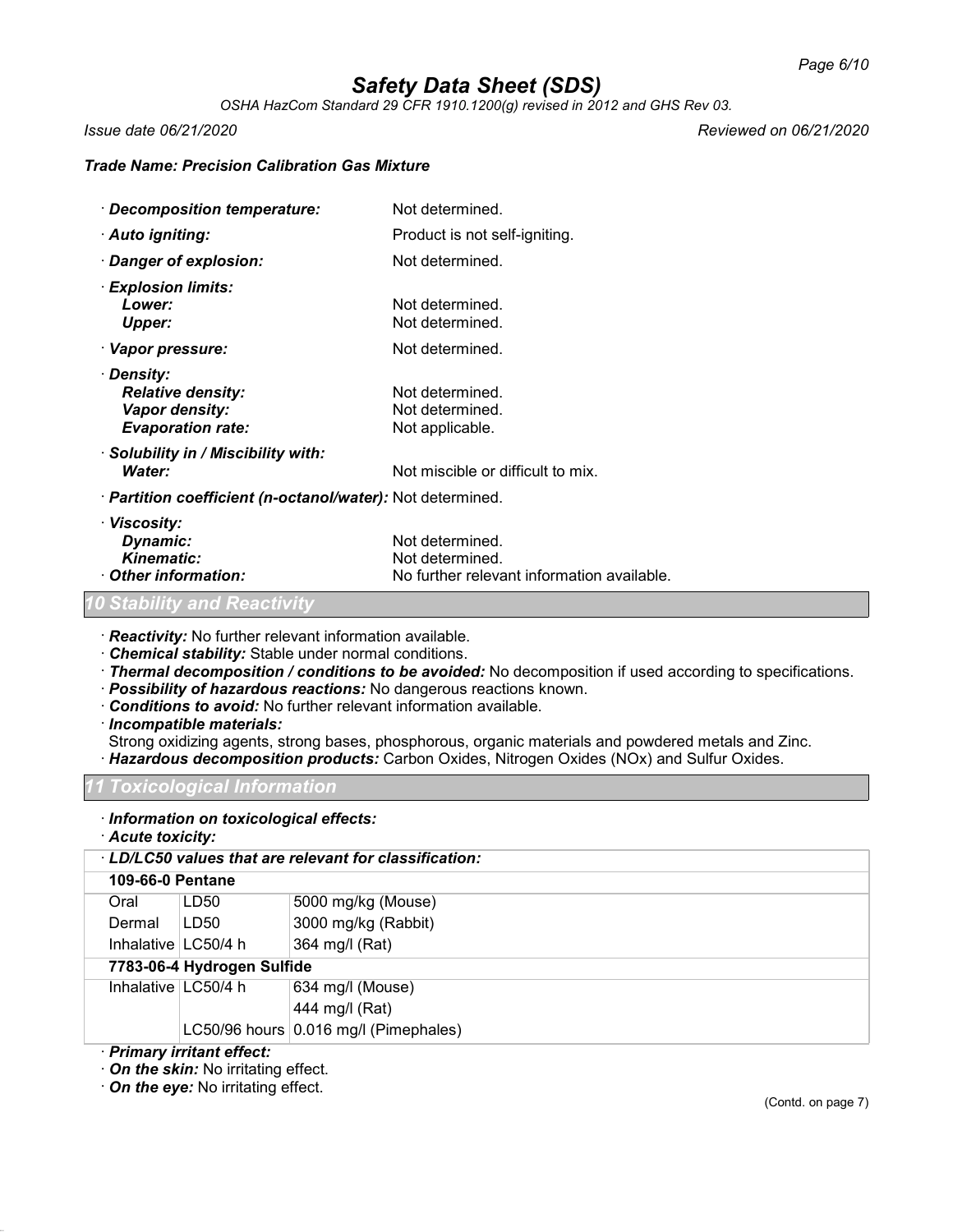**Trade Name: Precision Calibration Gas Mixture**

- **Decomposition temperature:** Not determined.
- **Auto igniting:** Product is not self-igniting.
- **Danger of explosion:** Not determined.
- **Explosion limits:**
  - **Lower:** Not determined.
  - **Upper:** Not determined.
- **Vapor pressure:** Not determined.
- **Density:**
  - **Relative density:** Not determined.
  - **Vapor density:** Not determined.
  - **Evaporation rate:** Not applicable.
- **Solubility in / Miscibility with:**
  - **Water:** Not miscible or difficult to mix.
- **Partition coefficient (n-octanol/water):** Not determined.
- **Viscosity:**
  - **Dynamic:** Not determined.
  - **Kinematic:** Not determined.
- **Other information:** No further relevant information available.

## 10 Stability and Reactivity

- **Reactivity:** No further relevant information available.
- **Chemical stability:** Stable under normal conditions.
- **Thermal decomposition / conditions to be avoided:** No decomposition if used according to specifications.
- **Possibility of hazardous reactions:** No dangerous reactions known.
- **Conditions to avoid:** No further relevant information available.
- **Incompatible materials:**
  Strong oxidizing agents, strong bases, phosphorous, organic materials and powdered metals and Zinc.
- **Hazardous decomposition products:** Carbon Oxides, Nitrogen Oxides (NOx) and Sulfur Oxides.

## 11 Toxicological Information

- **Information on toxicological effects:**
- **Acute toxicity:**

| · LD/LC50 values that are relevant for classification: | | |
|---|---|---|
| **109-66-0 Pentane** | | |
| Oral | LD50 | 5000 mg/kg (Mouse) |
| Dermal | LD50 | 3000 mg/kg (Rabbit) |
| Inhalative | LC50/4 h | 364 mg/l (Rat) |
| **7783-06-4 Hydrogen Sulfide** | | |
| Inhalative | LC50/4 h | 634 mg/l (Mouse) |
| | | 444 mg/l (Rat) |
| | LC50/96 hours | 0.016 mg/l (Pimephales) |

- **Primary irritant effect:**
- **On the skin:** No irritating effect.
- **On the eye:** No irritating effect.

(Contd. on page 7)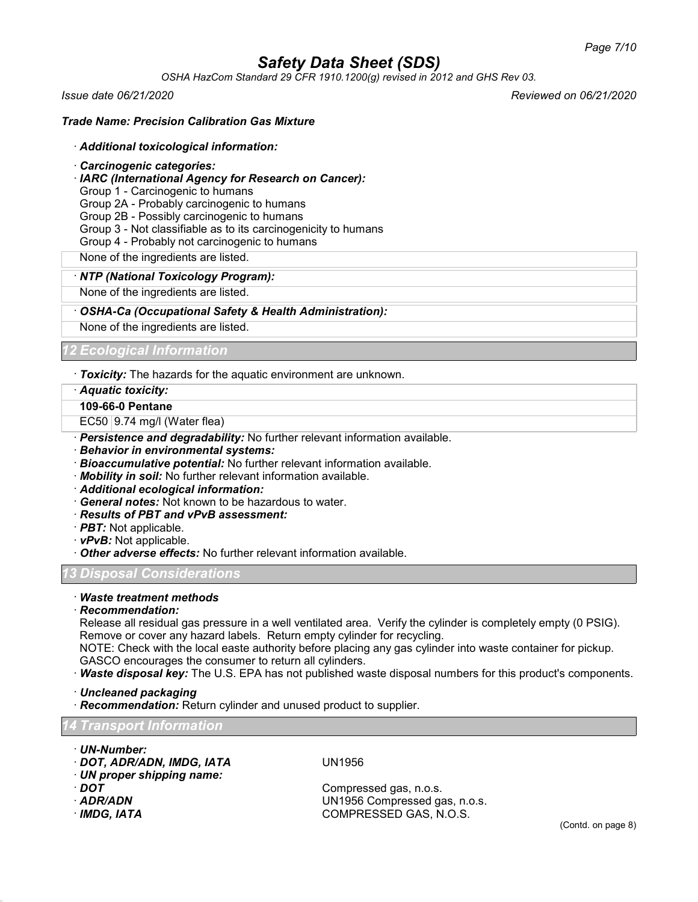## Trade Name: Precision Calibration Gas Mixture

· ***Additional toxicological information:***

· ***Carcinogenic categories:***

· ***IARC (International Agency for Research on Cancer):***

Group 1 - Carcinogenic to humans
Group 2A - Probably carcinogenic to humans
Group 2B - Possibly carcinogenic to humans
Group 3 - Not classifiable as to its carcinogenicity to humans
Group 4 - Probably not carcinogenic to humans

None of the ingredients are listed.

· ***NTP (National Toxicology Program):***

None of the ingredients are listed.

· ***OSHA-Ca (Occupational Safety & Health Administration):***

None of the ingredients are listed.

## 12 Ecological Information

· ***Toxicity:*** The hazards for the aquatic environment are unknown.

· ***Aquatic toxicity:***

| **109-66-0 Pentane** | |
|---|---|
| EC50 | 9.74 mg/l (Water flea) |

· ***Persistence and degradability:*** No further relevant information available.
· ***Behavior in environmental systems:***
· ***Bioaccumulative potential:*** No further relevant information available.
· ***Mobility in soil:*** No further relevant information available.
· ***Additional ecological information:***
· ***General notes:*** Not known to be hazardous to water.
· ***Results of PBT and vPvB assessment:***
· ***PBT:*** Not applicable.
· ***vPvB:*** Not applicable.
· ***Other adverse effects:*** No further relevant information available.

## 13 Disposal Considerations

· ***Waste treatment methods***

· ***Recommendation:***

Release all residual gas pressure in a well ventilated area. Verify the cylinder is completely empty (0 PSIG). Remove or cover any hazard labels. Return empty cylinder for recycling.
NOTE: Check with the local easte authority before placing any gas cylinder into waste container for pickup. GASCO encourages the consumer to return all cylinders.

· ***Waste disposal key:*** The U.S. EPA has not published waste disposal numbers for this product's components.

· ***Uncleaned packaging***
· ***Recommendation:*** Return cylinder and unused product to supplier.

## 14 Transport Information

· ***UN-Number:***
· ***DOT, ADR/ADN, IMDG, IATA*** UN1956
· ***UN proper shipping name:***
· ***DOT*** Compressed gas, n.o.s.
· ***ADR/ADN*** UN1956 Compressed gas, n.o.s.
· ***IMDG, IATA*** COMPRESSED GAS, N.O.S.

(Contd. on page 8)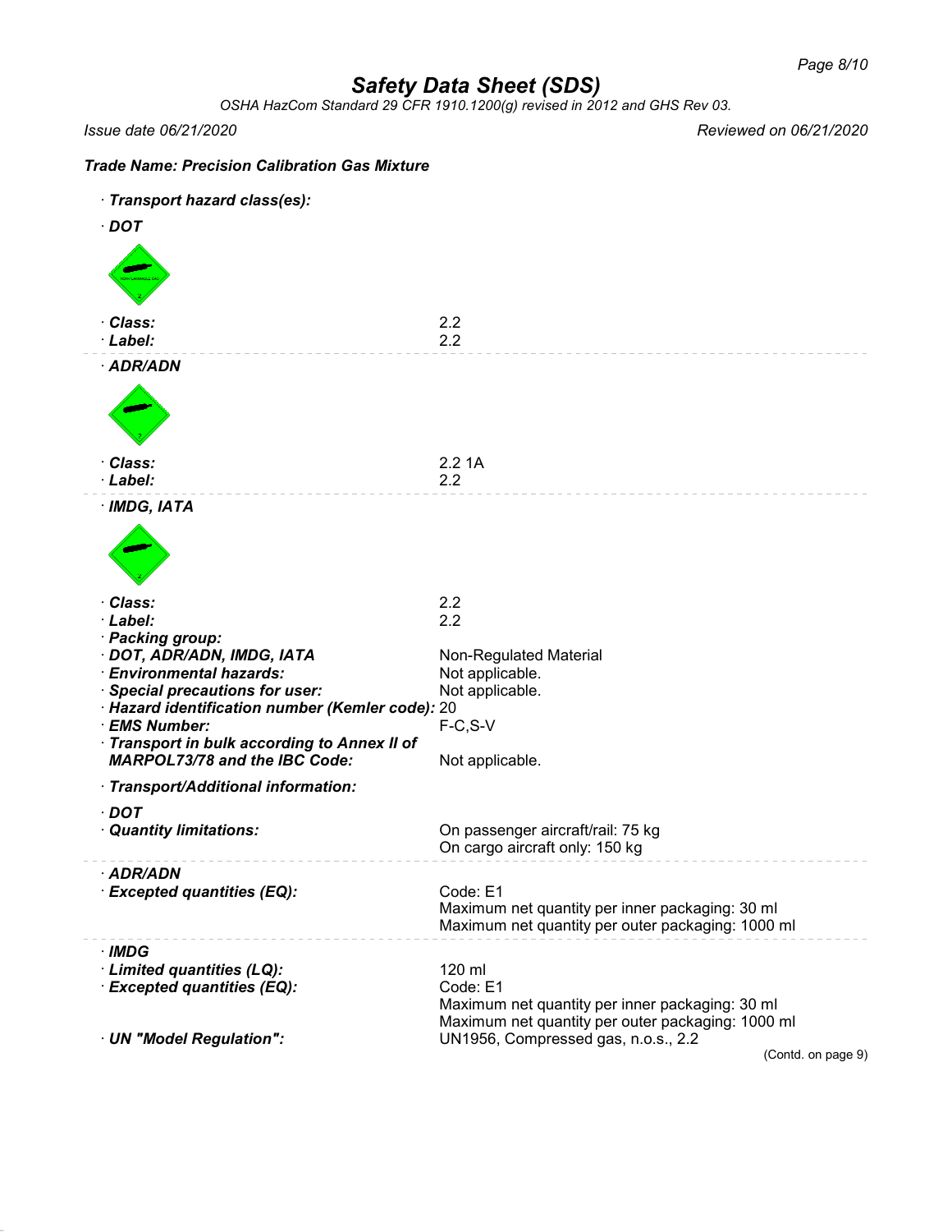# Safety Data Sheet (SDS)

*OSHA HazCom Standard 29 CFR 1910.1200(g) revised in 2012 and GHS Rev 03.*

*Issue date 06/21/2020* *Reviewed on 06/21/2020*

**Trade Name: Precision Calibration Gas Mixture**

· **Transport hazard class(es):**

· **DOT**

| | |
|---|---|
| · **Class:** | 2.2 |
| · **Label:** | 2.2 |

· **ADR/ADN**

| | |
|---|---|
| · **Class:** | 2.2 1A |
| · **Label:** | 2.2 |

· **IMDG, IATA**

| | |
|---|---|
| · **Class:** | 2.2 |
| · **Label:** | 2.2 |
| · **Packing group:** | |
| · **DOT, ADR/ADN, IMDG, IATA** | Non-Regulated Material |
| · **Environmental hazards:** | Not applicable. |
| · **Special precautions for user:** | Not applicable. |
| · **Hazard identification number (Kemler code):** | 20 |
| · **EMS Number:** | F-C,S-V |
| · **Transport in bulk according to Annex II of MARPOL73/78 and the IBC Code:** | Not applicable. |

· **Transport/Additional information:**

· **DOT**

| | |
|---|---|
| · **Quantity limitations:** | On passenger aircraft/rail: 75 kg<br>On cargo aircraft only: 150 kg |

· **ADR/ADN**

| | |
|---|---|
| · **Excepted quantities (EQ):** | Code: E1<br>Maximum net quantity per inner packaging: 30 ml<br>Maximum net quantity per outer packaging: 1000 ml |

· **IMDG**

| | |
|---|---|
| · **Limited quantities (LQ):** | 120 ml |
| · **Excepted quantities (EQ):** | Code: E1<br>Maximum net quantity per inner packaging: 30 ml<br>Maximum net quantity per outer packaging: 1000 ml |
| · **UN "Model Regulation":** | UN1956, Compressed gas, n.o.s., 2.2 |

(Contd. on page 9)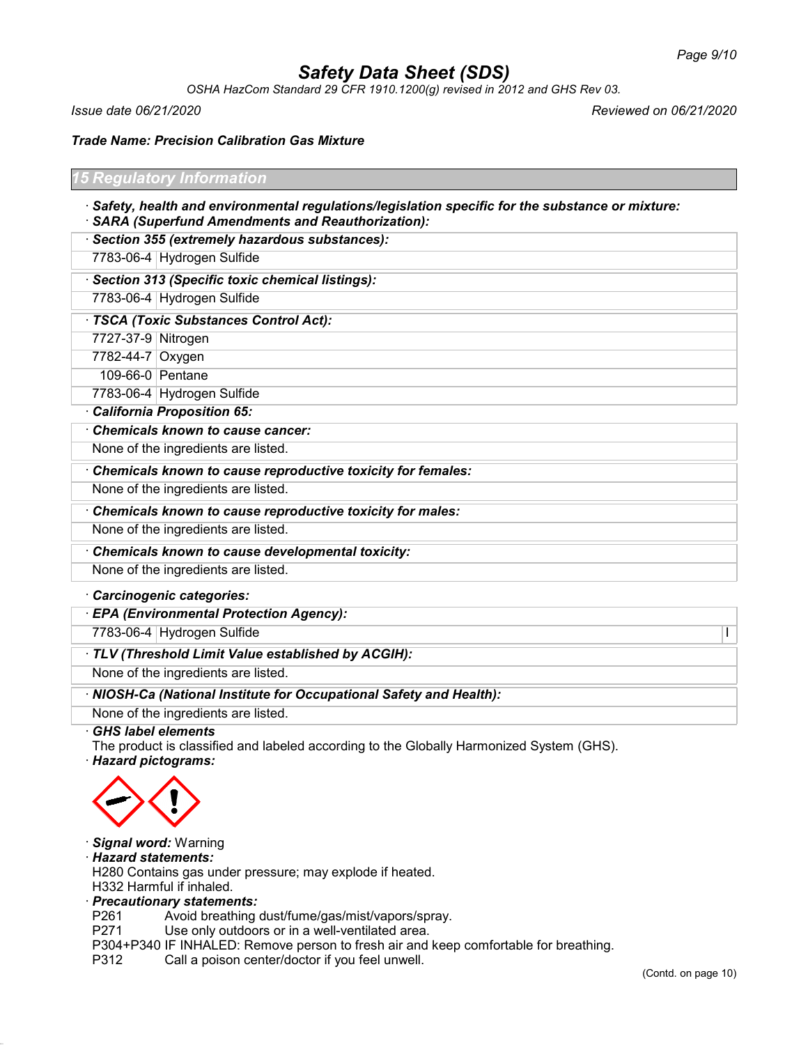# Safety Data Sheet (SDS)

*OSHA HazCom Standard 29 CFR 1910.1200(g) revised in 2012 and GHS Rev 03.*

*Issue date 06/21/2020* *Reviewed on 06/21/2020*

***Trade Name: Precision Calibration Gas Mixture***

## 15 Regulatory Information

· ***Safety, health and environmental regulations/legislation specific for the substance or mixture:***
· ***SARA (Superfund Amendments and Reauthorization):***

| · ***Section 355 (extremely hazardous substances):*** | |
|---|---|
| 7783-06-4 | Hydrogen Sulfide |

| · ***Section 313 (Specific toxic chemical listings):*** | |
|---|---|
| 7783-06-4 | Hydrogen Sulfide |

| · ***TSCA (Toxic Substances Control Act):*** | |
|---|---|
| 7727-37-9 | Nitrogen |
| 7782-44-7 | Oxygen |
| 109-66-0 | Pentane |
| 7783-06-4 | Hydrogen Sulfide |

· ***California Proposition 65:***

· ***Chemicals known to cause cancer:***
None of the ingredients are listed.

· ***Chemicals known to cause reproductive toxicity for females:***
None of the ingredients are listed.

· ***Chemicals known to cause reproductive toxicity for males:***
None of the ingredients are listed.

· ***Chemicals known to cause developmental toxicity:***
None of the ingredients are listed.

· ***Carcinogenic categories:***

| · ***EPA (Environmental Protection Agency):*** | | |
|---|---|---|
| 7783-06-4 | Hydrogen Sulfide | I |

· ***TLV (Threshold Limit Value established by ACGIH):***
None of the ingredients are listed.

· ***NIOSH-Ca (National Institute for Occupational Safety and Health):***
None of the ingredients are listed.

· ***GHS label elements***
The product is classified and labeled according to the Globally Harmonized System (GHS).

· ***Hazard pictograms:***

· ***Signal word:*** Warning

· ***Hazard statements:***
H280 Contains gas under pressure; may explode if heated.
H332 Harmful if inhaled.

· ***Precautionary statements:***
P261 Avoid breathing dust/fume/gas/mist/vapors/spray.
P271 Use only outdoors or in a well-ventilated area.
P304+P340 IF INHALED: Remove person to fresh air and keep comfortable for breathing.
P312 Call a poison center/doctor if you feel unwell.

(Contd. on page 10)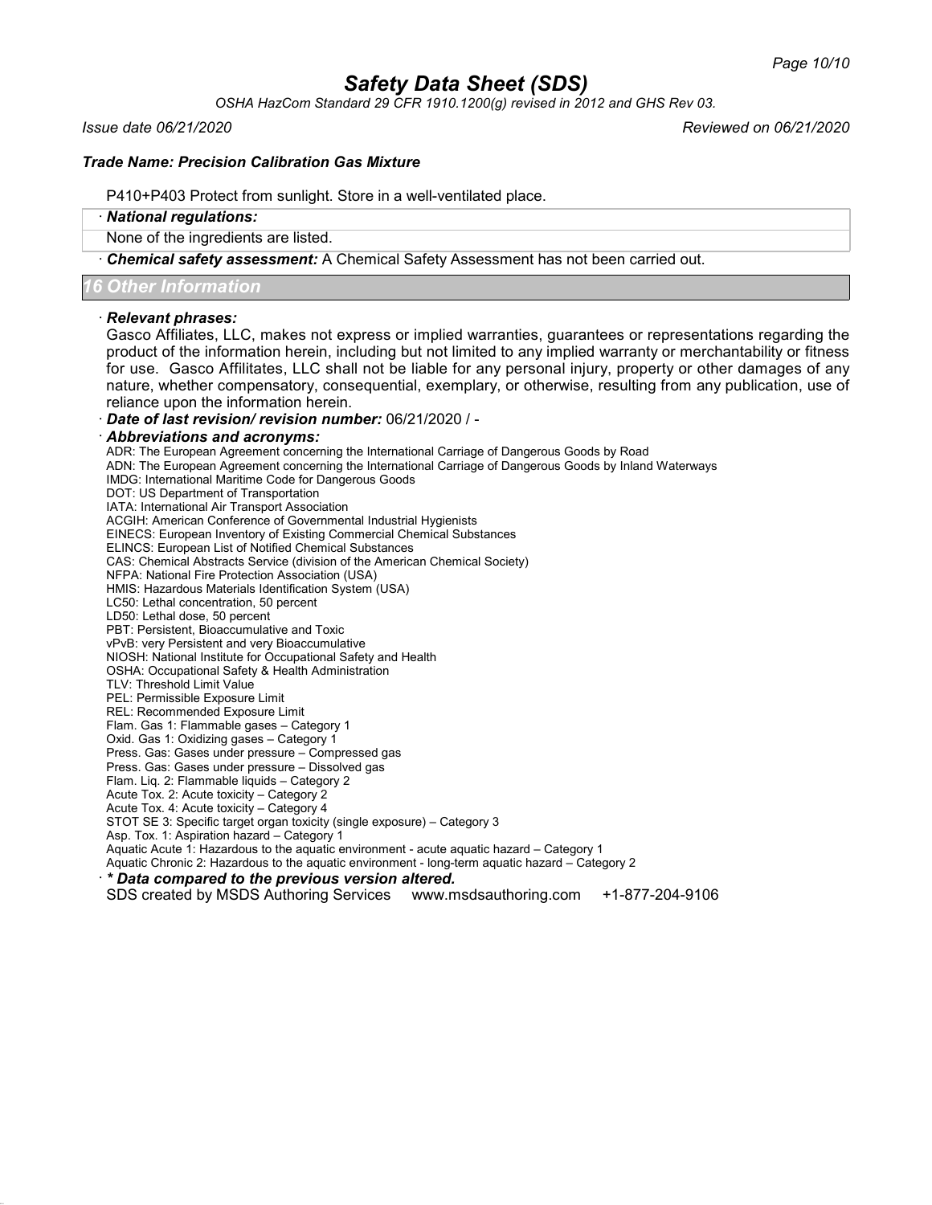P410+P403 Protect from sunlight. Store in a well-ventilated place.

· **National regulations:**

None of the ingredients are listed.

· **Chemical safety assessment:** A Chemical Safety Assessment has not been carried out.

## 16 Other Information

· **Relevant phrases:**

Gasco Affiliates, LLC, makes not express or implied warranties, guarantees or representations regarding the product of the information herein, including but not limited to any implied warranty or merchantability or fitness for use. Gasco Affilitates, LLC shall not be liable for any personal injury, property or other damages of any nature, whether compensatory, consequential, exemplary, or otherwise, resulting from any publication, use of reliance upon the information herein.

· **Date of last revision/ revision number:** 06/21/2020 / -

· **Abbreviations and acronyms:**

ADR: The European Agreement concerning the International Carriage of Dangerous Goods by Road
ADN: The European Agreement concerning the International Carriage of Dangerous Goods by Inland Waterways
IMDG: International Maritime Code for Dangerous Goods
DOT: US Department of Transportation
IATA: International Air Transport Association
ACGIH: American Conference of Governmental Industrial Hygienists
EINECS: European Inventory of Existing Commercial Chemical Substances
ELINCS: European List of Notified Chemical Substances
CAS: Chemical Abstracts Service (division of the American Chemical Society)
NFPA: National Fire Protection Association (USA)
HMIS: Hazardous Materials Identification System (USA)
LC50: Lethal concentration, 50 percent
LD50: Lethal dose, 50 percent
PBT: Persistent, Bioaccumulative and Toxic
vPvB: very Persistent and very Bioaccumulative
NIOSH: National Institute for Occupational Safety and Health
OSHA: Occupational Safety & Health Administration
TLV: Threshold Limit Value
PEL: Permissible Exposure Limit
REL: Recommended Exposure Limit
Flam. Gas 1: Flammable gases – Category 1
Oxid. Gas 1: Oxidizing gases – Category 1
Press. Gas: Gases under pressure – Compressed gas
Press. Gas: Gases under pressure – Dissolved gas
Flam. Liq. 2: Flammable liquids – Category 2
Acute Tox. 2: Acute toxicity – Category 2
Acute Tox. 4: Acute toxicity – Category 4
STOT SE 3: Specific target organ toxicity (single exposure) – Category 3
Asp. Tox. 1: Aspiration hazard – Category 1
Aquatic Acute 1: Hazardous to the aquatic environment - acute aquatic hazard – Category 1
Aquatic Chronic 2: Hazardous to the aquatic environment - long-term aquatic hazard – Category 2

· *** Data compared to the previous version altered.**

SDS created by MSDS Authoring Services www.msdsauthoring.com +1-877-204-9106